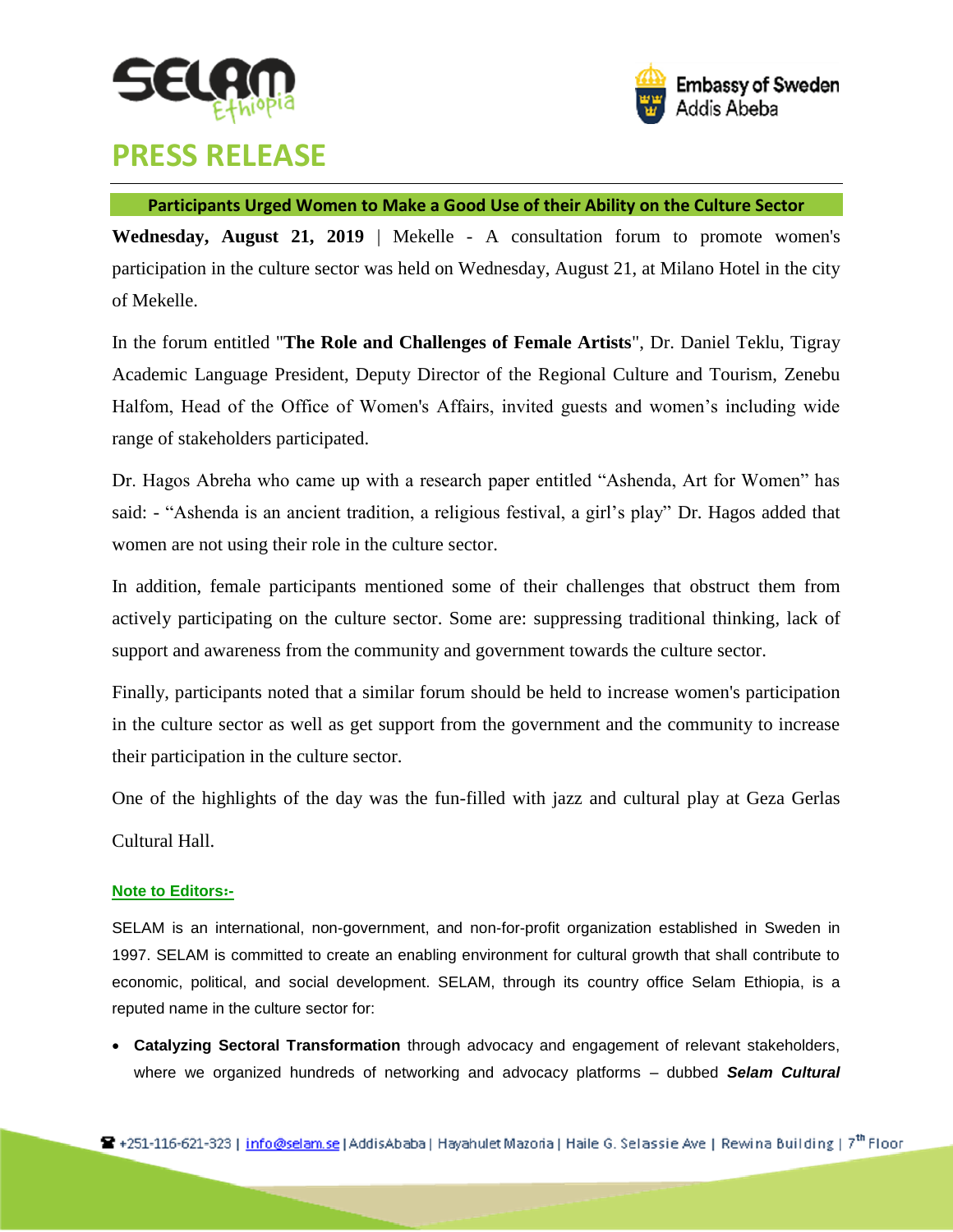# PRESS RELEASE

## Participants Urged Women to Make a Good Use of their Ability on the Culture Sector

**Wednesday, August 21, 2019** | Mekelle - A consultation forum to promote women's participation in the culture sector was held on Wednesday, August 21, at Milano Hotel in the city of Mekelle.

In the forum entitled "**The Role and Challenges of Female Artists**", Dr. Daniel Teklu, Tigray Academic Language President, Deputy Director of the Regional Culture and Tourism, Zenebu Halfom, Head of the Office of Women's Affairs, invited guests and women's including wide range of stakeholders participated.

Dr. Hagos Abreha who came up with a research paper entitled "Ashenda, Art for Women" has said: - "Ashenda is an ancient tradition, a religious festival, a girl's play" Dr. Hagos added that women are not using their role in the culture sector.

In addition, female participants mentioned some of their challenges that obstruct them from actively participating on the culture sector. Some are: suppressing traditional thinking, lack of support and awareness from the community and government towards the culture sector.

Finally, participants noted that a similar forum should be held to increase women's participation in the culture sector as well as get support from the government and the community to increase their participation in the culture sector.

One of the highlights of the day was the fun-filled with jazz and cultural play at Geza Gerlas Cultural Hall.

**Note to Editors:-**

SELAM is an international, non-government, and non-for-profit organization established in Sweden in 1997. SELAM is committed to create an enabling environment for cultural growth that shall contribute to economic, political, and social development. SELAM, through its country office Selam Ethiopia, is a reputed name in the culture sector for:

- **Catalyzing Sectoral Transformation** through advocacy and engagement of relevant stakeholders, where we organized hundreds of networking and advocacy platforms – dubbed ***Selam Cultural***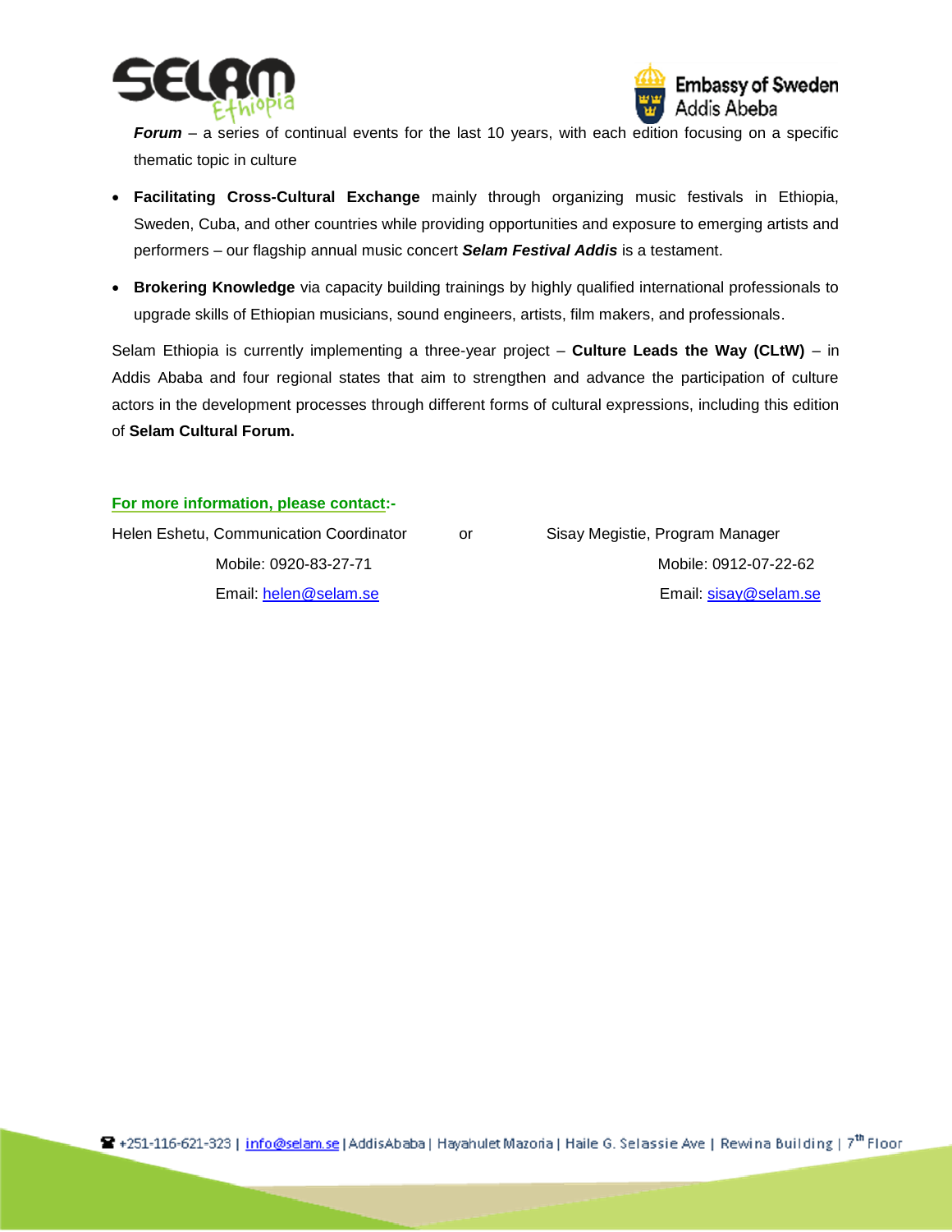***Forum*** – a series of continual events for the last 10 years, with each edition focusing on a specific thematic topic in culture

- **Facilitating Cross-Cultural Exchange** mainly through organizing music festivals in Ethiopia, Sweden, Cuba, and other countries while providing opportunities and exposure to emerging artists and performers – our flagship annual music concert ***Selam Festival Addis*** is a testament.
- **Brokering Knowledge** via capacity building trainings by highly qualified international professionals to upgrade skills of Ethiopian musicians, sound engineers, artists, film makers, and professionals.

Selam Ethiopia is currently implementing a three-year project – **Culture Leads the Way (CLtW)** – in Addis Ababa and four regional states that aim to strengthen and advance the participation of culture actors in the development processes through different forms of cultural expressions, including this edition of **Selam Cultural Forum.**

**For more information, please contact:-**

Helen Eshetu, Communication Coordinator
Mobile: 0920-83-27-71
Email: helen@selam.se

or

Sisay Megistie, Program Manager
Mobile: 0912-07-22-62
Email: sisay@selam.se

+251-116-621-323 | info@selam.se | AddisAbaba | Hayahulet Mazoria | Haile G. Selassie Ave | Rewina Building | 7th Floor